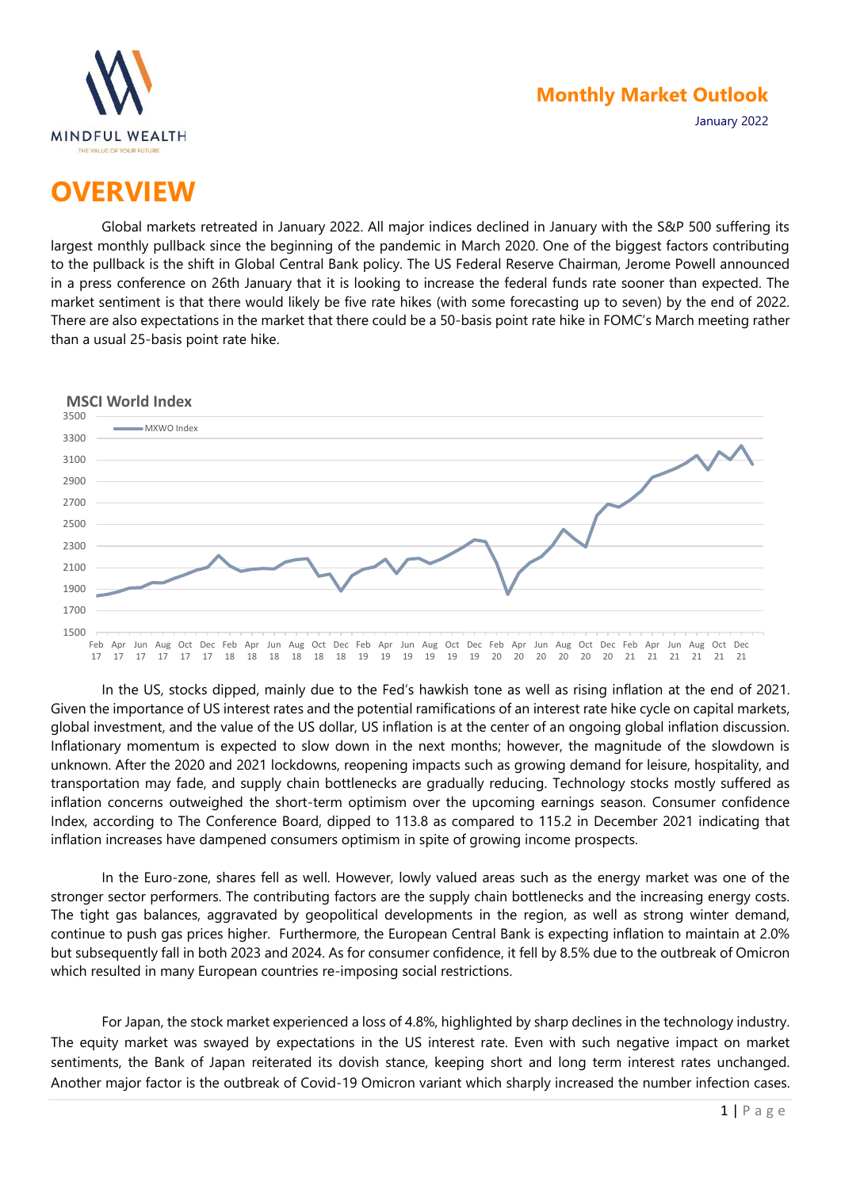MINDFUL WEALTH
THE VALUE OF YOUR FUTURE

**Monthly Market Outlook**
January 2022

# OVERVIEW

Global markets retreated in January 2022. All major indices declined in January with the S&P 500 suffering its largest monthly pullback since the beginning of the pandemic in March 2020. One of the biggest factors contributing to the pullback is the shift in Global Central Bank policy. The US Federal Reserve Chairman, Jerome Powell announced in a press conference on 26th January that it is looking to increase the federal funds rate sooner than expected. The market sentiment is that there would likely be five rate hikes (with some forecasting up to seven) by the end of 2022. There are also expectations in the market that there could be a 50-basis point rate hike in FOMC's March meeting rather than a usual 25-basis point rate hike.

**MSCI World Index**

In the US, stocks dipped, mainly due to the Fed's hawkish tone as well as rising inflation at the end of 2021. Given the importance of US interest rates and the potential ramifications of an interest rate hike cycle on capital markets, global investment, and the value of the US dollar, US inflation is at the center of an ongoing global inflation discussion. Inflationary momentum is expected to slow down in the next months; however, the magnitude of the slowdown is unknown. After the 2020 and 2021 lockdowns, reopening impacts such as growing demand for leisure, hospitality, and transportation may fade, and supply chain bottlenecks are gradually reducing. Technology stocks mostly suffered as inflation concerns outweighed the short-term optimism over the upcoming earnings season. Consumer confidence Index, according to The Conference Board, dipped to 113.8 as compared to 115.2 in December 2021 indicating that inflation increases have dampened consumers optimism in spite of growing income prospects.

In the Euro-zone, shares fell as well. However, lowly valued areas such as the energy market was one of the stronger sector performers. The contributing factors are the supply chain bottlenecks and the increasing energy costs. The tight gas balances, aggravated by geopolitical developments in the region, as well as strong winter demand, continue to push gas prices higher. Furthermore, the European Central Bank is expecting inflation to maintain at 2.0% but subsequently fall in both 2023 and 2024. As for consumer confidence, it fell by 8.5% due to the outbreak of Omicron which resulted in many European countries re-imposing social restrictions.

For Japan, the stock market experienced a loss of 4.8%, highlighted by sharp declines in the technology industry. The equity market was swayed by expectations in the US interest rate. Even with such negative impact on market sentiments, the Bank of Japan reiterated its dovish stance, keeping short and long term interest rates unchanged. Another major factor is the outbreak of Covid-19 Omicron variant which sharply increased the number infection cases.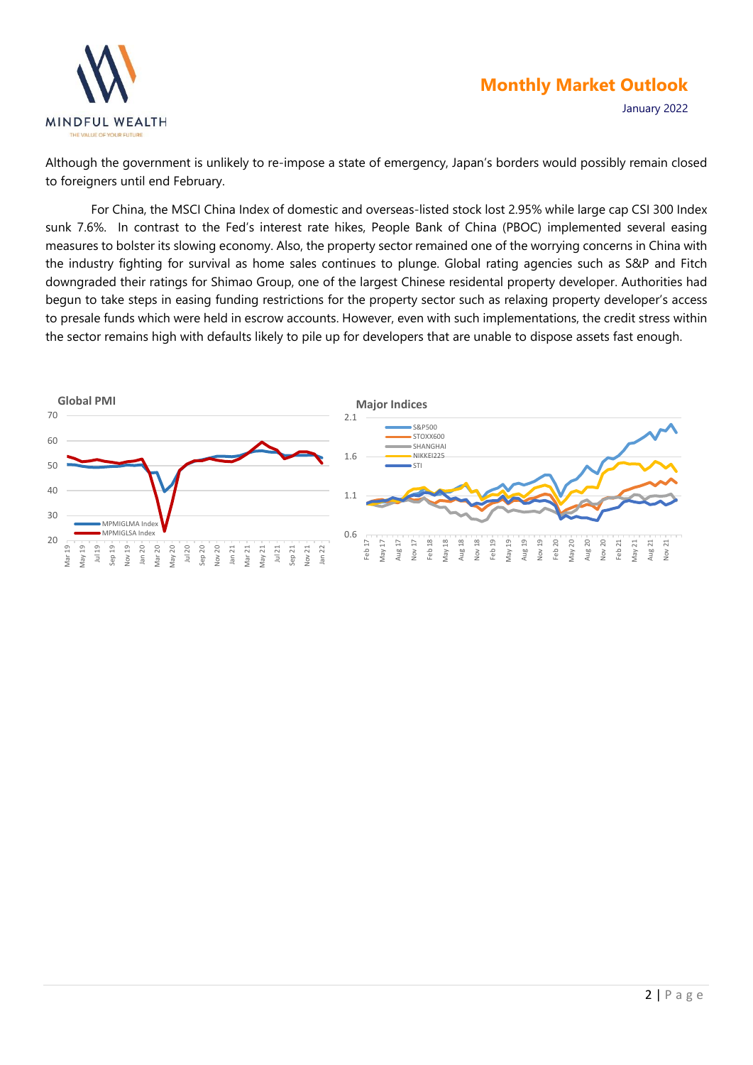Although the government is unlikely to re-impose a state of emergency, Japan's borders would possibly remain closed to foreigners until end February.

For China, the MSCI China Index of domestic and overseas-listed stock lost 2.95% while large cap CSI 300 Index sunk 7.6%. In contrast to the Fed's interest rate hikes, People Bank of China (PBOC) implemented several easing measures to bolster its slowing economy. Also, the property sector remained one of the worrying concerns in China with the industry fighting for survival as home sales continues to plunge. Global rating agencies such as S&P and Fitch downgraded their ratings for Shimao Group, one of the largest Chinese residental property developer. Authorities had begun to take steps in easing funding restrictions for the property sector such as relaxing property developer's access to presale funds which were held in escrow accounts. However, even with such implementations, the credit stress within the sector remains high with defaults likely to pile up for developers that are unable to dispose assets fast enough.

**Global PMI**

**Major Indices**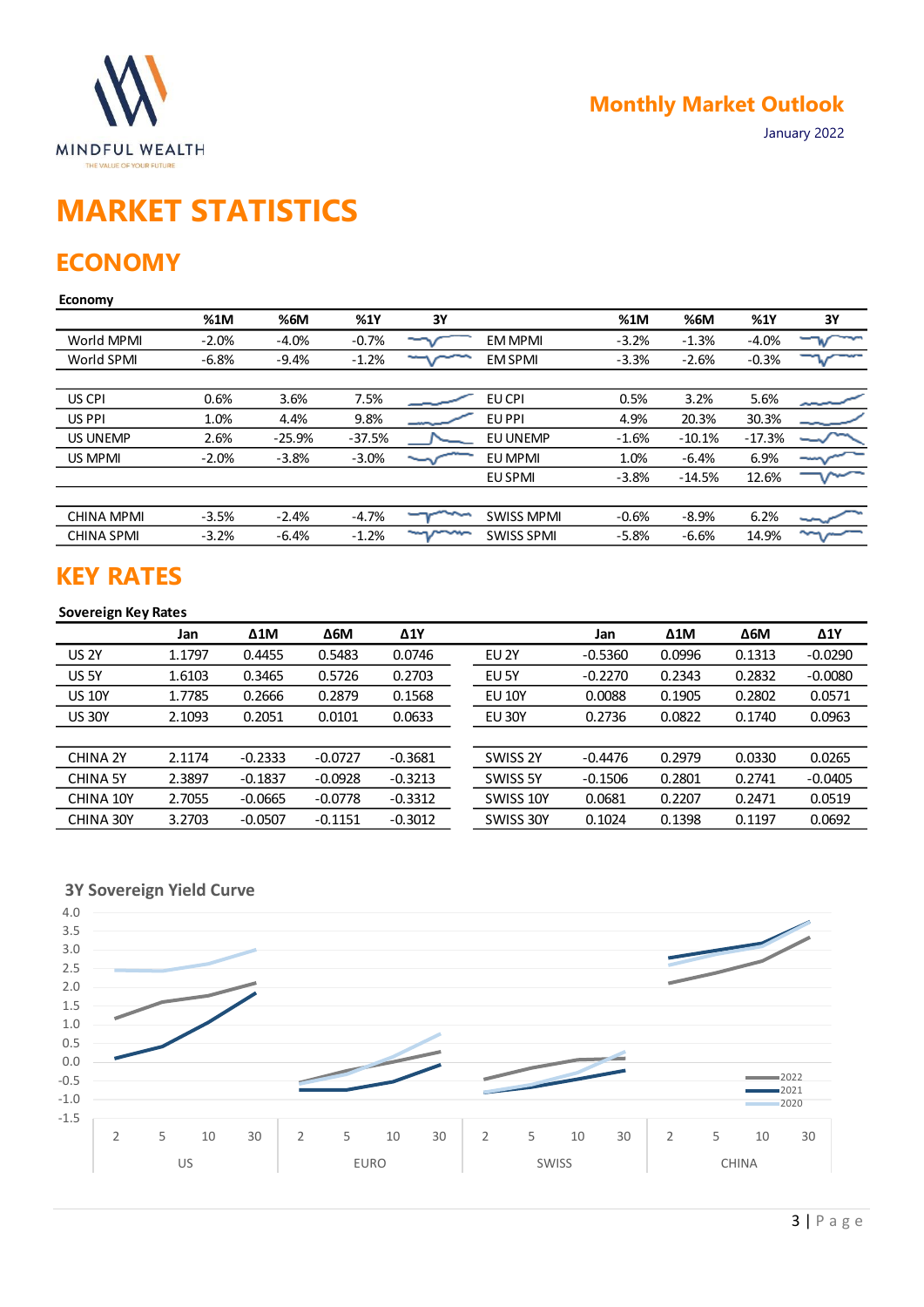Monthly Market Outlook

January 2022

# MARKET STATISTICS

## ECONOMY

**Economy**

| | %1M | %6M | %1Y | 3Y | | %1M | %6M | %1Y | 3Y |
|---|---|---|---|---|---|---|---|---|---|
| World MPMI | -2.0% | -4.0% | -0.7% | | EM MPMI | -3.2% | -1.3% | -4.0% | |
| World SPMI | -6.8% | -9.4% | -1.2% | | EM SPMI | -3.3% | -2.6% | -0.3% | |
| | | | | | | | | | |
| US CPI | 0.6% | 3.6% | 7.5% | | EU CPI | 0.5% | 3.2% | 5.6% | |
| US PPI | 1.0% | 4.4% | 9.8% | | EU PPI | 4.9% | 20.3% | 30.3% | |
| US UNEMP | 2.6% | -25.9% | -37.5% | | EU UNEMP | -1.6% | -10.1% | -17.3% | |
| US MPMI | -2.0% | -3.8% | -3.0% | | EU MPMI | 1.0% | -6.4% | 6.9% | |
| | | | | | EU SPMI | -3.8% | -14.5% | 12.6% | |
| | | | | | | | | | |
| CHINA MPMI | -3.5% | -2.4% | -4.7% | | SWISS MPMI | -0.6% | -8.9% | 6.2% | |
| CHINA SPMI | -3.2% | -6.4% | -1.2% | | SWISS SPMI | -5.8% | -6.6% | 14.9% | |

## KEY RATES

**Sovereign Key Rates**

| | Jan | Δ1M | Δ6M | Δ1Y | | Jan | Δ1M | Δ6M | Δ1Y |
|---|---|---|---|---|---|---|---|---|---|
| US 2Y | 1.1797 | 0.4455 | 0.5483 | 0.0746 | EU 2Y | -0.5360 | 0.0996 | 0.1313 | -0.0290 |
| US 5Y | 1.6103 | 0.3465 | 0.5726 | 0.2703 | EU 5Y | -0.2270 | 0.2343 | 0.2832 | -0.0080 |
| US 10Y | 1.7785 | 0.2666 | 0.2879 | 0.1568 | EU 10Y | 0.0088 | 0.1905 | 0.2802 | 0.0571 |
| US 30Y | 2.1093 | 0.2051 | 0.0101 | 0.0633 | EU 30Y | 0.2736 | 0.0822 | 0.1740 | 0.0963 |
| | | | | | | | | | |
| CHINA 2Y | 2.1174 | -0.2333 | -0.0727 | -0.3681 | SWISS 2Y | -0.4476 | 0.2979 | 0.0330 | 0.0265 |
| CHINA 5Y | 2.3897 | -0.1837 | -0.0928 | -0.3213 | SWISS 5Y | -0.1506 | 0.2801 | 0.2741 | -0.0405 |
| CHINA 10Y | 2.7055 | -0.0665 | -0.0778 | -0.3312 | SWISS 10Y | 0.0681 | 0.2207 | 0.2471 | 0.0519 |
| CHINA 30Y | 3.2703 | -0.0507 | -0.1151 | -0.3012 | SWISS 30Y | 0.1024 | 0.1398 | 0.1197 | 0.0692 |

**3Y Sovereign Yield Curve**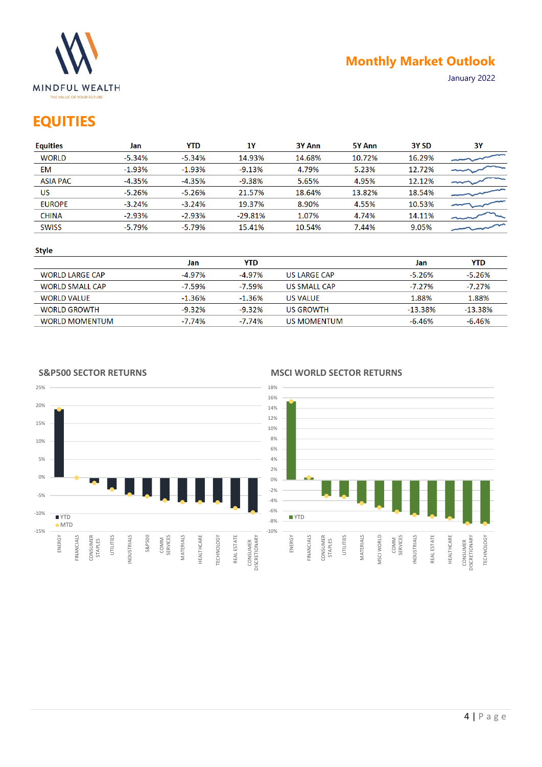## Monthly Market Outlook

January 2022

# EQUITIES

| Equities | Jan | YTD | 1Y | 3Y Ann | 5Y Ann | 3Y SD | 3Y |
|---|---|---|---|---|---|---|---|
| WORLD | -5.34% | -5.34% | 14.93% | 14.68% | 10.72% | 16.29% | |
| EM | -1.93% | -1.93% | -9.13% | 4.79% | 5.23% | 12.72% | |
| ASIA PAC | -4.35% | -4.35% | -9.38% | 5.65% | 4.95% | 12.12% | |
| US | -5.26% | -5.26% | 21.57% | 18.64% | 13.82% | 18.54% | |
| EUROPE | -3.24% | -3.24% | 19.37% | 8.90% | 4.55% | 10.53% | |
| CHINA | -2.93% | -2.93% | -29.81% | 1.07% | 4.74% | 14.11% | |
| SWISS | -5.79% | -5.79% | 15.41% | 10.54% | 7.44% | 9.05% | |

### Style

| | Jan | YTD | | Jan | YTD |
|---|---|---|---|---|---|
| WORLD LARGE CAP | -4.97% | -4.97% | US LARGE CAP | -5.26% | -5.26% |
| WORLD SMALL CAP | -7.59% | -7.59% | US SMALL CAP | -7.27% | -7.27% |
| WORLD VALUE | -1.36% | -1.36% | US VALUE | 1.88% | 1.88% |
| WORLD GROWTH | -9.32% | -9.32% | US GROWTH | -13.38% | -13.38% |
| WORLD MOMENTUM | -7.74% | -7.74% | US MOMENTUM | -6.46% | -6.46% |

### S&P500 SECTOR RETURNS

### MSCI WORLD SECTOR RETURNS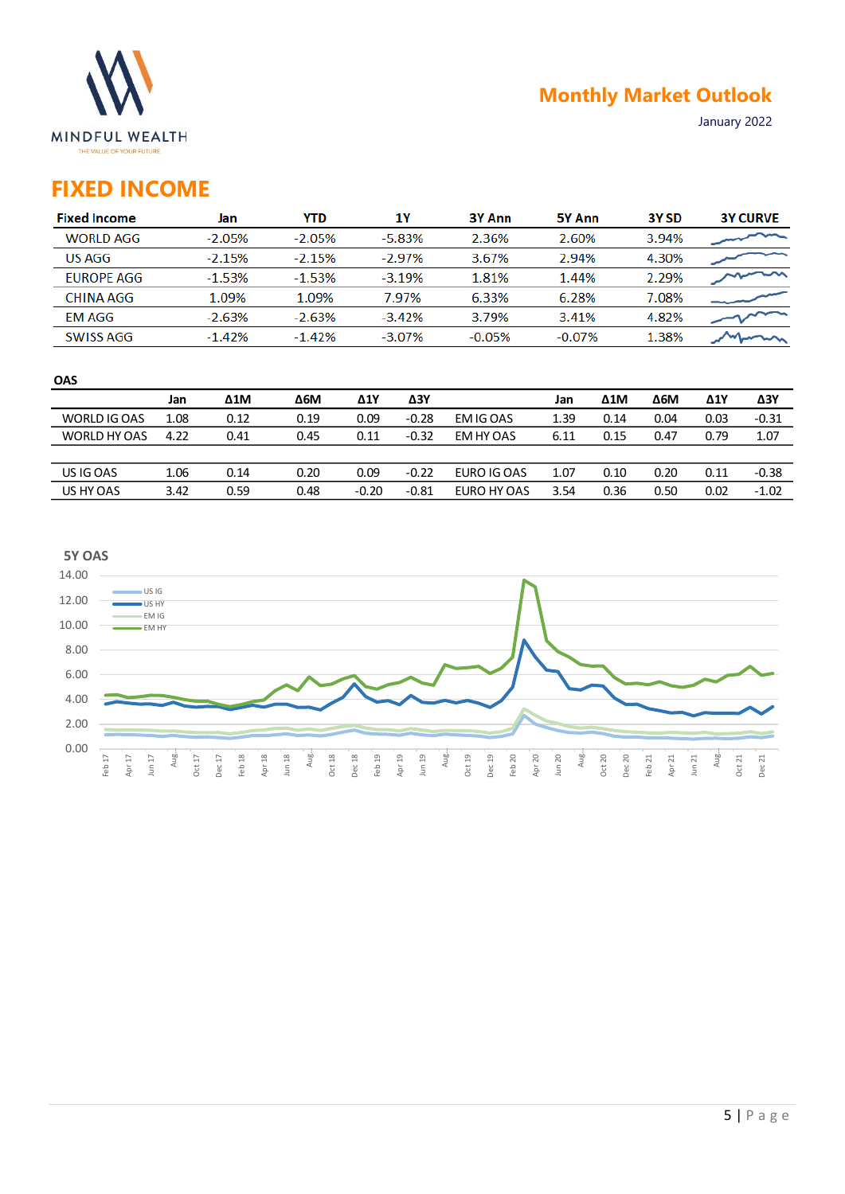# FIXED INCOME

| Fixed Income | Jan | YTD | 1Y | 3Y Ann | 5Y Ann | 3Y SD | 3Y CURVE |
|---|---|---|---|---|---|---|---|
| WORLD AGG | -2.05% | -2.05% | -5.83% | 2.36% | 2.60% | 3.94% | |
| US AGG | -2.15% | -2.15% | -2.97% | 3.67% | 2.94% | 4.30% | |
| EUROPE AGG | -1.53% | -1.53% | -3.19% | 1.81% | 1.44% | 2.29% | |
| CHINA AGG | 1.09% | 1.09% | 7.97% | 6.33% | 6.28% | 7.08% | |
| EM AGG | -2.63% | -2.63% | -3.42% | 3.79% | 3.41% | 4.82% | |
| SWISS AGG | -1.42% | -1.42% | -3.07% | -0.05% | -0.07% | 1.38% | |

**OAS**

| | Jan | Δ1M | Δ6M | Δ1Y | Δ3Y | | Jan | Δ1M | Δ6M | Δ1Y | Δ3Y |
|---|---|---|---|---|---|---|---|---|---|---|---|
| WORLD IG OAS | 1.08 | 0.12 | 0.19 | 0.09 | -0.28 | EM IG OAS | 1.39 | 0.14 | 0.04 | 0.03 | -0.31 |
| WORLD HY OAS | 4.22 | 0.41 | 0.45 | 0.11 | -0.32 | EM HY OAS | 6.11 | 0.15 | 0.47 | 0.79 | 1.07 |
| | | | | | | | | | | | |
| US IG OAS | 1.06 | 0.14 | 0.20 | 0.09 | -0.22 | EURO IG OAS | 1.07 | 0.10 | 0.20 | 0.11 | -0.38 |
| US HY OAS | 3.42 | 0.59 | 0.48 | -0.20 | -0.81 | EURO HY OAS | 3.54 | 0.36 | 0.50 | 0.02 | -1.02 |

**5Y OAS**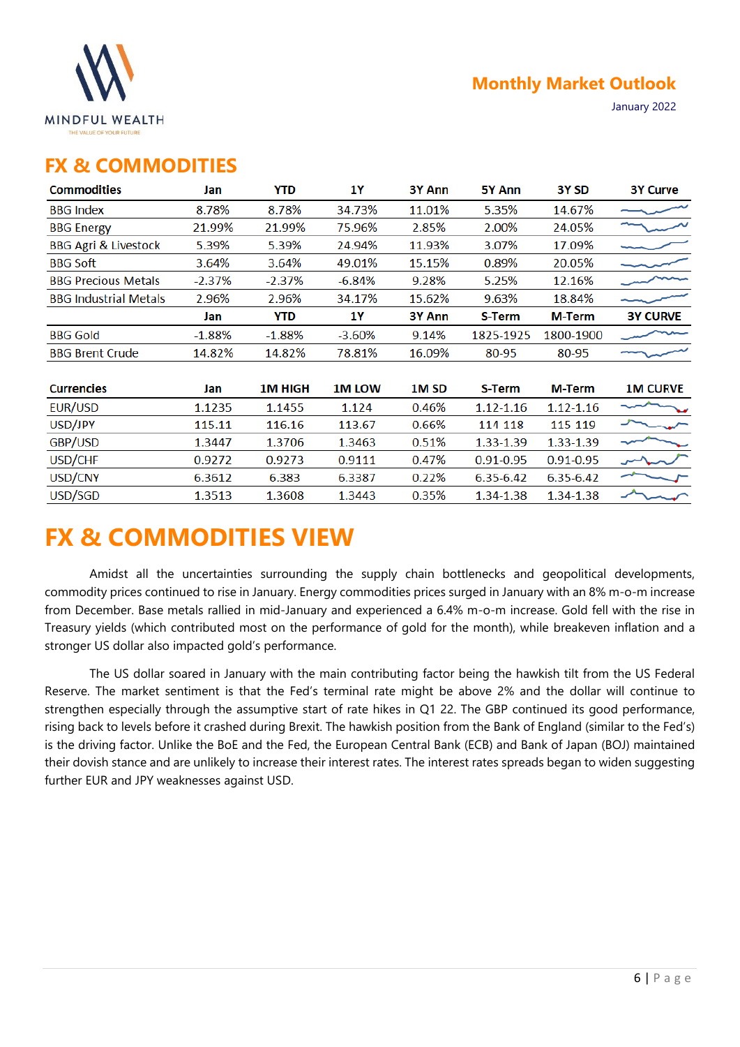## FX & COMMODITIES

| Commodities | Jan | YTD | 1Y | 3Y Ann | 5Y Ann | 3Y SD | 3Y Curve |
|---|---|---|---|---|---|---|---|
| BBG Index | 8.78% | 8.78% | 34.73% | 11.01% | 5.35% | 14.67% | |
| BBG Energy | 21.99% | 21.99% | 75.96% | 2.85% | 2.00% | 24.05% | |
| BBG Agri & Livestock | 5.39% | 5.39% | 24.94% | 11.93% | 3.07% | 17.09% | |
| BBG Soft | 3.64% | 3.64% | 49.01% | 15.15% | 0.89% | 20.05% | |
| BBG Precious Metals | -2.37% | -2.37% | -6.84% | 9.28% | 5.25% | 12.16% | |
| BBG Industrial Metals | 2.96% | 2.96% | 34.17% | 15.62% | 9.63% | 18.84% | |
| | **Jan** | **YTD** | **1Y** | **3Y Ann** | **S-Term** | **M-Term** | **3Y CURVE** |
| BBG Gold | -1.88% | -1.88% | -3.60% | 9.14% | 1825-1925 | 1800-1900 | |
| BBG Brent Crude | 14.82% | 14.82% | 78.81% | 16.09% | 80-95 | 80-95 | |

| Currencies | Jan | 1M HIGH | 1M LOW | 1M SD | S-Term | M-Term | 1M CURVE |
|---|---|---|---|---|---|---|---|
| EUR/USD | 1.1235 | 1.1455 | 1.124 | 0.46% | 1.12-1.16 | 1.12-1.16 | |
| USD/JPY | 115.11 | 116.16 | 113.67 | 0.66% | 114 118 | 115 119 | |
| GBP/USD | 1.3447 | 1.3706 | 1.3463 | 0.51% | 1.33-1.39 | 1.33-1.39 | |
| USD/CHF | 0.9272 | 0.9273 | 0.9111 | 0.47% | 0.91-0.95 | 0.91-0.95 | |
| USD/CNY | 6.3612 | 6.383 | 6.3387 | 0.22% | 6.35-6.42 | 6.35-6.42 | |
| USD/SGD | 1.3513 | 1.3608 | 1.3443 | 0.35% | 1.34-1.38 | 1.34-1.38 | |

# FX & COMMODITIES VIEW

Amidst all the uncertainties surrounding the supply chain bottlenecks and geopolitical developments, commodity prices continued to rise in January. Energy commodities prices surged in January with an 8% m-o-m increase from December. Base metals rallied in mid-January and experienced a 6.4% m-o-m increase. Gold fell with the rise in Treasury yields (which contributed most on the performance of gold for the month), while breakeven inflation and a stronger US dollar also impacted gold's performance.

The US dollar soared in January with the main contributing factor being the hawkish tilt from the US Federal Reserve. The market sentiment is that the Fed's terminal rate might be above 2% and the dollar will continue to strengthen especially through the assumptive start of rate hikes in Q1 22. The GBP continued its good performance, rising back to levels before it crashed during Brexit. The hawkish position from the Bank of England (similar to the Fed's) is the driving factor. Unlike the BoE and the Fed, the European Central Bank (ECB) and Bank of Japan (BOJ) maintained their dovish stance and are unlikely to increase their interest rates. The interest rates spreads began to widen suggesting further EUR and JPY weaknesses against USD.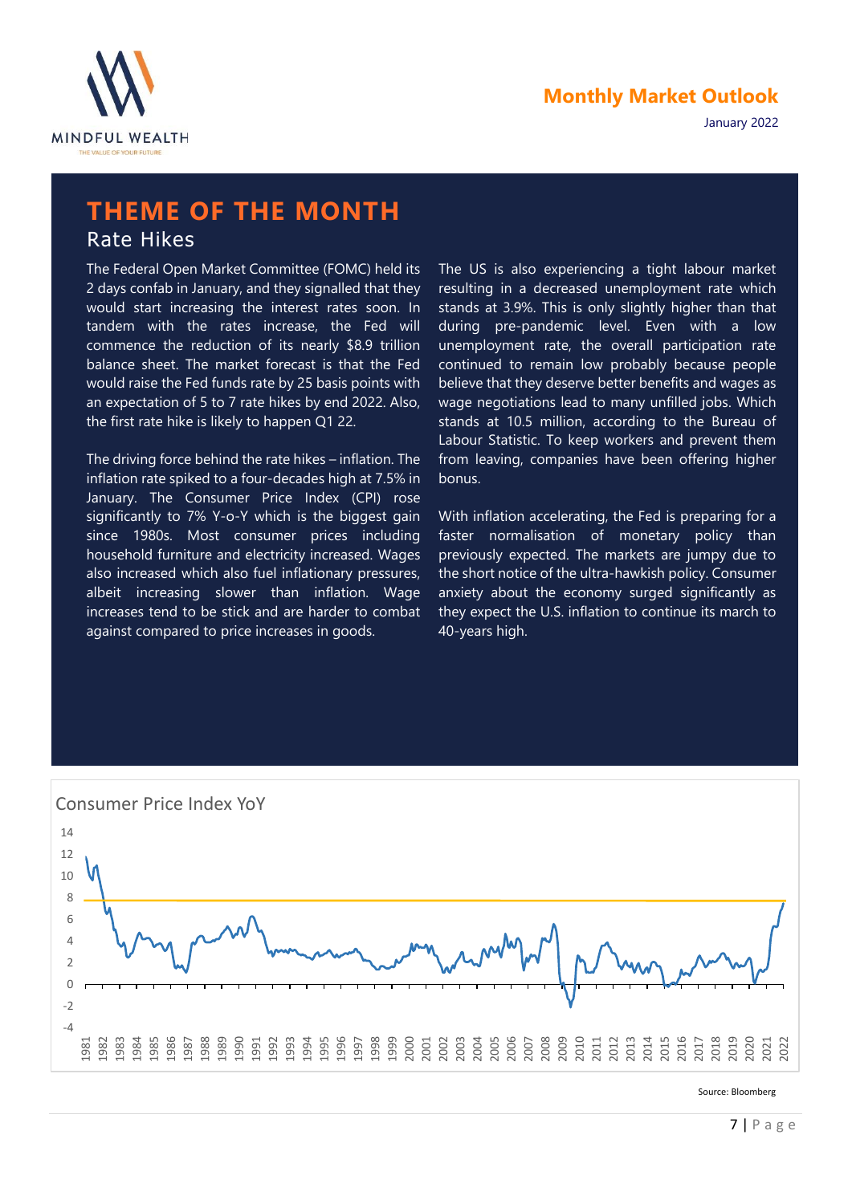## THEME OF THE MONTH

### Rate Hikes

The Federal Open Market Committee (FOMC) held its 2 days confab in January, and they signalled that they would start increasing the interest rates soon. In tandem with the rates increase, the Fed will commence the reduction of its nearly $8.9 trillion balance sheet. The market forecast is that the Fed would raise the Fed funds rate by 25 basis points with an expectation of 5 to 7 rate hikes by end 2022. Also, the first rate hike is likely to happen Q1 22.

The driving force behind the rate hikes – inflation. The inflation rate spiked to a four-decades high at 7.5% in January. The Consumer Price Index (CPI) rose significantly to 7% Y-o-Y which is the biggest gain since 1980s. Most consumer prices including household furniture and electricity increased. Wages also increased which also fuel inflationary pressures, albeit increasing slower than inflation. Wage increases tend to be stick and are harder to combat against compared to price increases in goods.

The US is also experiencing a tight labour market resulting in a decreased unemployment rate which stands at 3.9%. This is only slightly higher than that during pre-pandemic level. Even with a low unemployment rate, the overall participation rate continued to remain low probably because people believe that they deserve better benefits and wages as wage negotiations lead to many unfilled jobs. Which stands at 10.5 million, according to the Bureau of Labour Statistic. To keep workers and prevent them from leaving, companies have been offering higher bonus.

With inflation accelerating, the Fed is preparing for a faster normalisation of monetary policy than previously expected. The markets are jumpy due to the short notice of the ultra-hawkish policy. Consumer anxiety about the economy surged significantly as they expect the U.S. inflation to continue its march to 40-years high.

Consumer Price Index YoY

Source: Bloomberg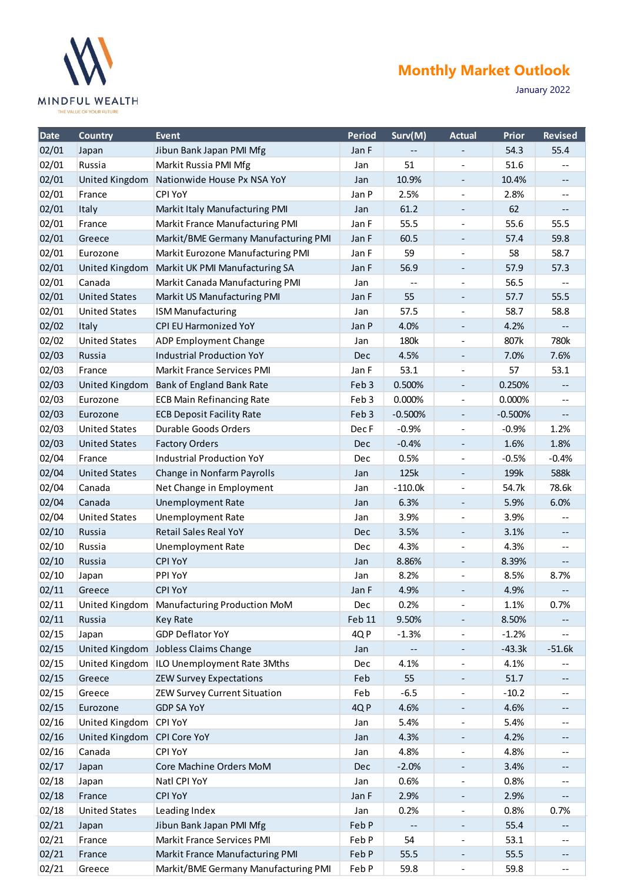# Monthly Market Outlook

January 2022

| Date | Country | Event | Period | Surv(M) | Actual | Prior | Revised |
|---|---|---|---|---|---|---|---|
| 02/01 | Japan | Jibun Bank Japan PMI Mfg | Jan F | -- | - | 54.3 | 55.4 |
| 02/01 | Russia | Markit Russia PMI Mfg | Jan | 51 | - | 51.6 | -- |
| 02/01 | United Kingdom | Nationwide House Px NSA YoY | Jan | 10.9% | - | 10.4% | -- |
| 02/01 | France | CPI YoY | Jan P | 2.5% | - | 2.8% | -- |
| 02/01 | Italy | Markit Italy Manufacturing PMI | Jan | 61.2 | - | 62 | -- |
| 02/01 | France | Markit France Manufacturing PMI | Jan F | 55.5 | - | 55.6 | 55.5 |
| 02/01 | Greece | Markit/BME Germany Manufacturing PMI | Jan F | 60.5 | - | 57.4 | 59.8 |
| 02/01 | Eurozone | Markit Eurozone Manufacturing PMI | Jan F | 59 | - | 58 | 58.7 |
| 02/01 | United Kingdom | Markit UK PMI Manufacturing SA | Jan F | 56.9 | - | 57.9 | 57.3 |
| 02/01 | Canada | Markit Canada Manufacturing PMI | Jan | -- | - | 56.5 | -- |
| 02/01 | United States | Markit US Manufacturing PMI | Jan F | 55 | - | 57.7 | 55.5 |
| 02/01 | United States | ISM Manufacturing | Jan | 57.5 | - | 58.7 | 58.8 |
| 02/02 | Italy | CPI EU Harmonized YoY | Jan P | 4.0% | - | 4.2% | -- |
| 02/02 | United States | ADP Employment Change | Jan | 180k | - | 807k | 780k |
| 02/03 | Russia | Industrial Production YoY | Dec | 4.5% | - | 7.0% | 7.6% |
| 02/03 | France | Markit France Services PMI | Jan F | 53.1 | - | 57 | 53.1 |
| 02/03 | United Kingdom | Bank of England Bank Rate | Feb 3 | 0.500% | - | 0.250% | -- |
| 02/03 | Eurozone | ECB Main Refinancing Rate | Feb 3 | 0.000% | - | 0.000% | -- |
| 02/03 | Eurozone | ECB Deposit Facility Rate | Feb 3 | -0.500% | - | -0.500% | -- |
| 02/03 | United States | Durable Goods Orders | Dec F | -0.9% | - | -0.9% | 1.2% |
| 02/03 | United States | Factory Orders | Dec | -0.4% | - | 1.6% | 1.8% |
| 02/04 | France | Industrial Production YoY | Dec | 0.5% | - | -0.5% | -0.4% |
| 02/04 | United States | Change in Nonfarm Payrolls | Jan | 125k | - | 199k | 588k |
| 02/04 | Canada | Net Change in Employment | Jan | -110.0k | - | 54.7k | 78.6k |
| 02/04 | Canada | Unemployment Rate | Jan | 6.3% | - | 5.9% | 6.0% |
| 02/04 | United States | Unemployment Rate | Jan | 3.9% | - | 3.9% | -- |
| 02/10 | Russia | Retail Sales Real YoY | Dec | 3.5% | - | 3.1% | -- |
| 02/10 | Russia | Unemployment Rate | Dec | 4.3% | - | 4.3% | -- |
| 02/10 | Russia | CPI YoY | Jan | 8.86% | - | 8.39% | -- |
| 02/10 | Japan | PPI YoY | Jan | 8.2% | - | 8.5% | 8.7% |
| 02/11 | Greece | CPI YoY | Jan F | 4.9% | - | 4.9% | -- |
| 02/11 | United Kingdom | Manufacturing Production MoM | Dec | 0.2% | - | 1.1% | 0.7% |
| 02/11 | Russia | Key Rate | Feb 11 | 9.50% | - | 8.50% | -- |
| 02/15 | Japan | GDP Deflator YoY | 4Q P | -1.3% | - | -1.2% | -- |
| 02/15 | United Kingdom | Jobless Claims Change | Jan | -- | - | -43.3k | -51.6k |
| 02/15 | United Kingdom | ILO Unemployment Rate 3Mths | Dec | 4.1% | - | 4.1% | -- |
| 02/15 | Greece | ZEW Survey Expectations | Feb | 55 | - | 51.7 | -- |
| 02/15 | Greece | ZEW Survey Current Situation | Feb | -6.5 | - | -10.2 | -- |
| 02/15 | Eurozone | GDP SA YoY | 4Q P | 4.6% | - | 4.6% | -- |
| 02/16 | United Kingdom | CPI YoY | Jan | 5.4% | - | 5.4% | -- |
| 02/16 | United Kingdom | CPI Core YoY | Jan | 4.3% | - | 4.2% | -- |
| 02/16 | Canada | CPI YoY | Jan | 4.8% | - | 4.8% | -- |
| 02/17 | Japan | Core Machine Orders MoM | Dec | -2.0% | - | 3.4% | -- |
| 02/18 | Japan | Natl CPI YoY | Jan | 0.6% | - | 0.8% | -- |
| 02/18 | France | CPI YoY | Jan F | 2.9% | - | 2.9% | -- |
| 02/18 | United States | Leading Index | Jan | 0.2% | - | 0.8% | 0.7% |
| 02/21 | Japan | Jibun Bank Japan PMI Mfg | Feb P | -- | - | 55.4 | -- |
| 02/21 | France | Markit France Services PMI | Feb P | 54 | - | 53.1 | -- |
| 02/21 | France | Markit France Manufacturing PMI | Feb P | 55.5 | - | 55.5 | -- |
| 02/21 | Greece | Markit/BME Germany Manufacturing PMI | Feb P | 59.8 | - | 59.8 | -- |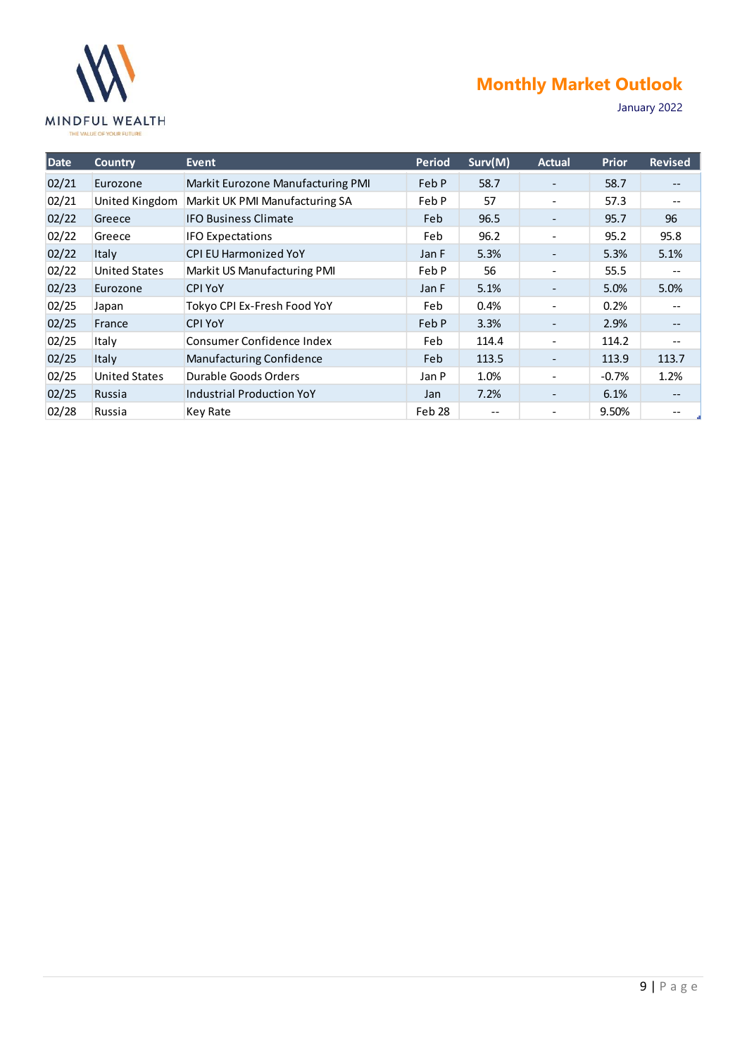| Date | Country | Event | Period | Surv(M) | Actual | Prior | Revised |
|---|---|---|---|---|---|---|---|
| 02/21 | Eurozone | Markit Eurozone Manufacturing PMI | Feb P | 58.7 | - | 58.7 | -- |
| 02/21 | United Kingdom | Markit UK PMI Manufacturing SA | Feb P | 57 | - | 57.3 | -- |
| 02/22 | Greece | IFO Business Climate | Feb | 96.5 | - | 95.7 | 96 |
| 02/22 | Greece | IFO Expectations | Feb | 96.2 | - | 95.2 | 95.8 |
| 02/22 | Italy | CPI EU Harmonized YoY | Jan F | 5.3% | - | 5.3% | 5.1% |
| 02/22 | United States | Markit US Manufacturing PMI | Feb P | 56 | - | 55.5 | -- |
| 02/23 | Eurozone | CPI YoY | Jan F | 5.1% | - | 5.0% | 5.0% |
| 02/25 | Japan | Tokyo CPI Ex-Fresh Food YoY | Feb | 0.4% | - | 0.2% | -- |
| 02/25 | France | CPI YoY | Feb P | 3.3% | - | 2.9% | -- |
| 02/25 | Italy | Consumer Confidence Index | Feb | 114.4 | - | 114.2 | -- |
| 02/25 | Italy | Manufacturing Confidence | Feb | 113.5 | - | 113.9 | 113.7 |
| 02/25 | United States | Durable Goods Orders | Jan P | 1.0% | - | -0.7% | 1.2% |
| 02/25 | Russia | Industrial Production YoY | Jan | 7.2% | - | 6.1% | -- |
| 02/28 | Russia | Key Rate | Feb 28 | -- | - | 9.50% | -- |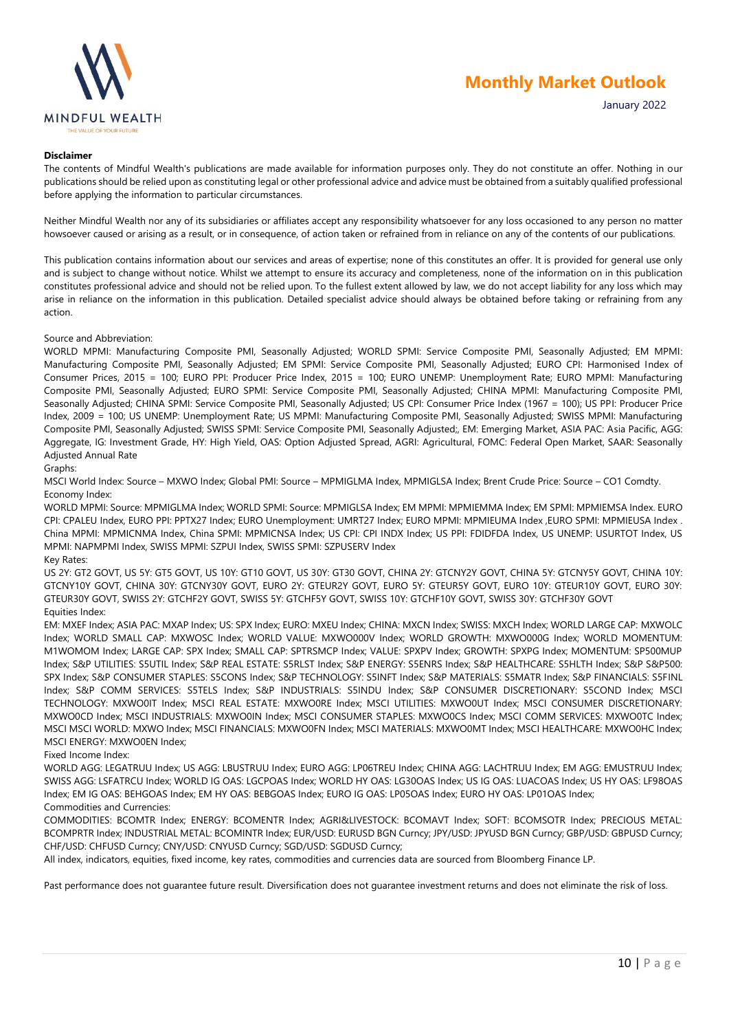**Disclaimer**

The contents of Mindful Wealth's publications are made available for information purposes only. They do not constitute an offer. Nothing in our publications should be relied upon as constituting legal or other professional advice and advice must be obtained from a suitably qualified professional before applying the information to particular circumstances.

Neither Mindful Wealth nor any of its subsidiaries or affiliates accept any responsibility whatsoever for any loss occasioned to any person no matter howsoever caused or arising as a result, or in consequence, of action taken or refrained from in reliance on any of the contents of our publications.

This publication contains information about our services and areas of expertise; none of this constitutes an offer. It is provided for general use only and is subject to change without notice. Whilst we attempt to ensure its accuracy and completeness, none of the information on in this publication constitutes professional advice and should not be relied upon. To the fullest extent allowed by law, we do not accept liability for any loss which may arise in reliance on the information in this publication. Detailed specialist advice should always be obtained before taking or refraining from any action.

Source and Abbreviation:

WORLD MPMI: Manufacturing Composite PMI, Seasonally Adjusted; WORLD SPMI: Service Composite PMI, Seasonally Adjusted; EM MPMI: Manufacturing Composite PMI, Seasonally Adjusted; EM SPMI: Service Composite PMI, Seasonally Adjusted; EURO CPI: Harmonised Index of Consumer Prices, 2015 = 100; EURO PPI: Producer Price Index, 2015 = 100; EURO UNEMP: Unemployment Rate; EURO MPMI: Manufacturing Composite PMI, Seasonally Adjusted; EURO SPMI: Service Composite PMI, Seasonally Adjusted; CHINA MPMI: Manufacturing Composite PMI, Seasonally Adjusted; CHINA SPMI: Service Composite PMI, Seasonally Adjusted; US CPI: Consumer Price Index (1967 = 100); US PPI: Producer Price Index, 2009 = 100; US UNEMP: Unemployment Rate; US MPMI: Manufacturing Composite PMI, Seasonally Adjusted; SWISS MPMI: Manufacturing Composite PMI, Seasonally Adjusted; SWISS SPMI: Service Composite PMI, Seasonally Adjusted;, EM: Emerging Market, ASIA PAC: Asia Pacific, AGG: Aggregate, IG: Investment Grade, HY: High Yield, OAS: Option Adjusted Spread, AGRI: Agricultural, FOMC: Federal Open Market, SAAR: Seasonally Adjusted Annual Rate

Graphs:

MSCI World Index: Source – MXWO Index; Global PMI: Source – MPMIGLMA Index, MPMIGLSA Index; Brent Crude Price: Source – CO1 Comdty.

Economy Index:

WORLD MPMI: Source: MPMIGLMA Index; WORLD SPMI: Source: MPMIGLSA Index; EM MPMI: MPMIEMMA Index; EM SPMI: MPMIEMSA Index. EURO CPI: CPALEU Index, EURO PPI: PPTX27 Index; EURO Unemployment: UMRT27 Index; EURO MPMI: MPMIEUMA Index ,EURO SPMI: MPMIEUSA Index . China MPMI: MPMICNMA Index, China SPMI: MPMICNSA Index; US CPI: CPI INDX Index; US PPI: FDIDFDA Index, US UNEMP: USURTOT Index, US MPMI: NAPMPMI Index, SWISS MPMI: SZPUI Index, SWISS SPMI: SZPUSERV Index

Key Rates:

US 2Y: GT2 GOVT, US 5Y: GT5 GOVT, US 10Y: GT10 GOVT, US 30Y: GT30 GOVT, CHINA 2Y: GTCNY2Y GOVT, CHINA 5Y: GTCNY5Y GOVT, CHINA 10Y: GTCNY10Y GOVT, CHINA 30Y: GTCNY30Y GOVT, EURO 2Y: GTEUR2Y GOVT, EURO 5Y: GTEUR5Y GOVT, EURO 10Y: GTEUR10Y GOVT, EURO 30Y: GTEUR30Y GOVT, SWISS 2Y: GTCHF2Y GOVT, SWISS 5Y: GTCHF5Y GOVT, SWISS 10Y: GTCHF10Y GOVT, SWISS 30Y: GTCHF30Y GOVT

Equities Index:

EM: MXEF Index; ASIA PAC: MXAP Index; US: SPX Index; EURO: MXEU Index; CHINA: MXCN Index; SWISS: MXCH Index; WORLD LARGE CAP: MXWOLC Index; WORLD SMALL CAP: MXWOSC Index; WORLD VALUE: MXWO000V Index; WORLD GROWTH: MXWO000G Index; WORLD MOMENTUM: M1WOMOM Index; LARGE CAP: SPX Index; SMALL CAP: SPTRSMCP Index; VALUE: SPXPV Index; GROWTH: SPXPG Index; MOMENTUM: SP500MUP Index; S&P UTILITIES: S5UTIL Index; S&P REAL ESTATE: S5RLST Index; S&P ENERGY: S5ENRS Index; S&P HEALTHCARE: S5HLTH Index; S&P S&P500: SPX Index; S&P CONSUMER STAPLES: S5CONS Index; S&P TECHNOLOGY: S5INFT Index; S&P MATERIALS: S5MATR Index; S&P FINANCIALS: S5FINL Index; S&P COMM SERVICES: S5TELS Index; S&P INDUSTRIALS: S5INDU Index; S&P CONSUMER DISCRETIONARY: S5COND Index; MSCI TECHNOLOGY: MXWO0IT Index; MSCI REAL ESTATE: MXWO0RE Index; MSCI UTILITIES: MXWO0UT Index; MSCI CONSUMER DISCRETIONARY: MXWO0CD Index; MSCI INDUSTRIALS: MXWO0IN Index; MSCI CONSUMER STAPLES: MXWO0CS Index; MSCI COMM SERVICES: MXWO0TC Index; MSCI MSCI WORLD: MXWO Index; MSCI FINANCIALS: MXWO0FN Index; MSCI MATERIALS: MXWO0MT Index; MSCI HEALTHCARE: MXWO0HC Index; MSCI ENERGY: MXWO0EN Index;

Fixed Income Index:

WORLD AGG: LEGATRUU Index; US AGG: LBUSTRUU Index; EURO AGG: LP06TREU Index; CHINA AGG: LACHTRUU Index; EM AGG: EMUSTRUU Index; SWISS AGG: LSFATRCU Index; WORLD IG OAS: LGCPOAS Index; WORLD HY OAS: LG30OAS Index; US IG OAS: LUACOAS Index; US HY OAS: LF98OAS Index; EM IG OAS: BEHGOAS Index; EM HY OAS: BEBGOAS Index; EURO IG OAS: LP05OAS Index; EURO HY OAS: LP01OAS Index;

Commodities and Currencies:

COMMODITIES: BCOMTR Index; ENERGY: BCOMENTR Index; AGRI&LIVESTOCK: BCOMAVT Index; SOFT: BCOMSOTR Index; PRECIOUS METAL: BCOMPRTR Index; INDUSTRIAL METAL: BCOMINTR Index; EUR/USD: EURUSD BGN Curncy; JPY/USD: JPYUSD BGN Curncy; GBP/USD: GBPUSD Curncy; CHF/USD: CHFUSD Curncy; CNY/USD: CNYUSD Curncy; SGD/USD: SGDUSD Curncy;

All index, indicators, equities, fixed income, key rates, commodities and currencies data are sourced from Bloomberg Finance LP.

Past performance does not guarantee future result. Diversification does not guarantee investment returns and does not eliminate the risk of loss.